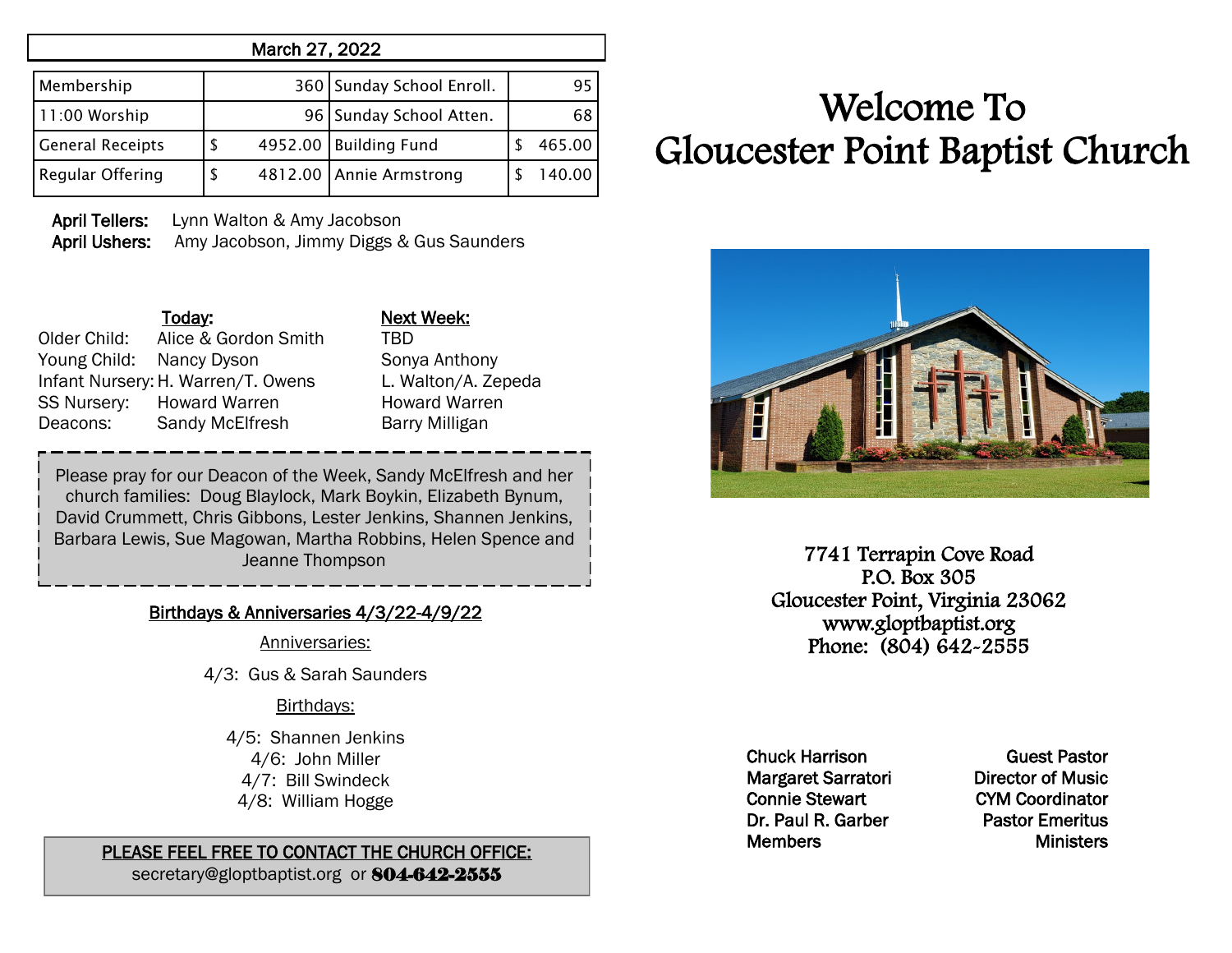**March 27, 2022**

| Membership | 360 | Sunday School Enroll. | 95 |
|---|---|---|---|
| 11:00 Worship | 96 | Sunday School Atten. | 68 |
| General Receipts | $ 4952.00 | Building Fund | $ 465.00 |
| Regular Offering | $ 4812.00 | Annie Armstrong | $ 140.00 |

**April Tellers:** Lynn Walton & Amy Jacobson
**April Ushers:** Amy Jacobson, Jimmy Diggs & Gus Saunders

| | Today: | Next Week: |
|---|---|---|
| Older Child: | Alice & Gordon Smith | TBD |
| Young Child: | Nancy Dyson | Sonya Anthony |
| Infant Nursery: | H. Warren/T. Owens | L. Walton/A. Zepeda |
| SS Nursery: | Howard Warren | Howard Warren |
| Deacons: | Sandy McElfresh | Barry Milligan |

Please pray for our Deacon of the Week, Sandy McElfresh and her church families: Doug Blaylock, Mark Boykin, Elizabeth Bynum, David Crummett, Chris Gibbons, Lester Jenkins, Shannen Jenkins, Barbara Lewis, Sue Magowan, Martha Robbins, Helen Spence and Jeanne Thompson

**Birthdays & Anniversaries 4/3/22-4/9/22**

Anniversaries:

4/3: Gus & Sarah Saunders

Birthdays:

4/5: Shannen Jenkins
4/6: John Miller
4/7: Bill Swindeck
4/8: William Hogge

**PLEASE FEEL FREE TO CONTACT THE CHURCH OFFICE:**
secretary@gloptbaptist.org or **804-642-2555**

# Welcome To Gloucester Point Baptist Church

7741 Terrapin Cove Road
P.O. Box 305
Gloucester Point, Virginia 23062
www.gloptbaptist.org
Phone: (804) 642-2555

| | |
|---|---|
| Chuck Harrison | Guest Pastor |
| Margaret Sarratori | Director of Music |
| Connie Stewart | CYM Coordinator |
| Dr. Paul R. Garber | Pastor Emeritus |
| Members | Ministers |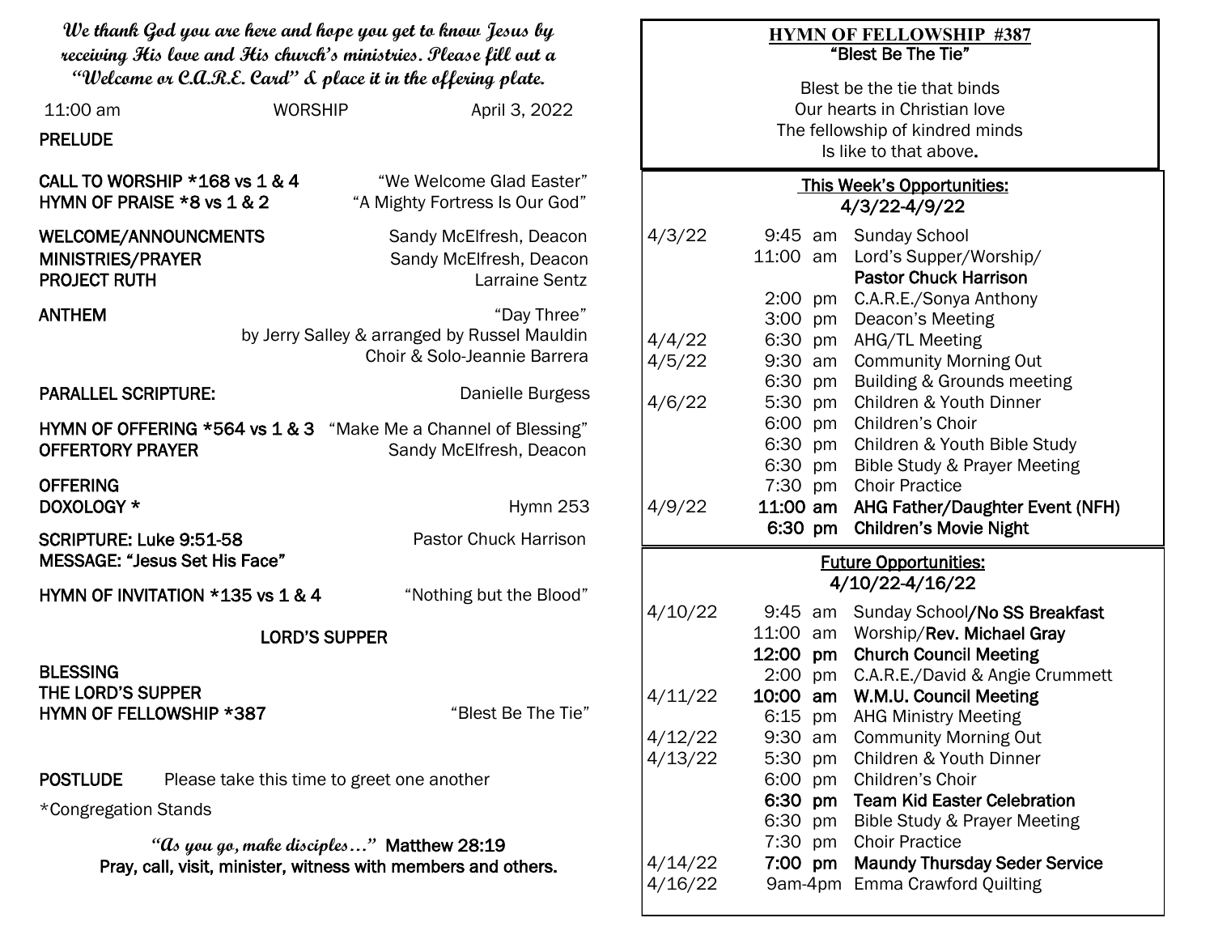***We thank God you are here and hope you get to know Jesus by receiving His love and His church's ministries. Please fill out a "Welcome or C.A.R.E. Card" & place it in the offering plate.***

11:00 am WORSHIP April 3, 2022

**PRELUDE**

**CALL TO WORSHIP *168 vs 1 & 4** "We Welcome Glad Easter"
**HYMN OF PRAISE *8 vs 1 & 2** "A Mighty Fortress Is Our God"

**WELCOME/ANNOUNCMENTS** Sandy McElfresh, Deacon
**MINISTRIES/PRAYER** Sandy McElfresh, Deacon
**PROJECT RUTH** Larraine Sentz

**ANTHEM** "Day Three"
by Jerry Salley & arranged by Russel Mauldin
Choir & Solo-Jeannie Barrera

**PARALLEL SCRIPTURE:** Danielle Burgess

**HYMN OF OFFERING *564 vs 1 & 3** "Make Me a Channel of Blessing"
**OFFERTORY PRAYER** Sandy McElfresh, Deacon

**OFFERING**
**DOXOLOGY *** Hymn 253

**SCRIPTURE: Luke 9:51-58** Pastor Chuck Harrison
**MESSAGE: "Jesus Set His Face"**

**HYMN OF INVITATION *135 vs 1 & 4** "Nothing but the Blood"

**LORD'S SUPPER**

**BLESSING**
**THE LORD'S SUPPER**
**HYMN OF FELLOWSHIP *387** "Blest Be The Tie"

**POSTLUDE** Please take this time to greet one another

*Congregation Stands

***"As you go, make disciples…"*** **Matthew 28:19**
**Pray, call, visit, minister, witness with members and others.**

**HYMN OF FELLOWSHIP #387**
"Blest Be The Tie"

Blest be the tie that binds
Our hearts in Christian love
The fellowship of kindred minds
Is like to that above.

**This Week's Opportunities:**
**4/3/22-4/9/22**

| | | |
|---|---|---|
| 4/3/22 | 9:45 am | Sunday School |
| | 11:00 am | Lord's Supper/Worship/ **Pastor Chuck Harrison** |
| | 2:00 pm | C.A.R.E./Sonya Anthony |
| | 3:00 pm | Deacon's Meeting |
| 4/4/22 | 6:30 pm | AHG/TL Meeting |
| 4/5/22 | 9:30 am | Community Morning Out |
| | 6:30 pm | Building & Grounds meeting |
| 4/6/22 | 5:30 pm | Children & Youth Dinner |
| | 6:00 pm | Children's Choir |
| | 6:30 pm | Children & Youth Bible Study |
| | 6:30 pm | Bible Study & Prayer Meeting |
| | 7:30 pm | Choir Practice |
| 4/9/22 | **11:00 am** | **AHG Father/Daughter Event (NFH)** |
| | **6:30 pm** | **Children's Movie Night** |

**Future Opportunities:**
**4/10/22-4/16/22**

| | | |
|---|---|---|
| 4/10/22 | 9:45 am | Sunday School/**No SS Breakfast** |
| | 11:00 am | Worship/**Rev. Michael Gray** |
| | **12:00 pm** | **Church Council Meeting** |
| | 2:00 pm | C.A.R.E./David & Angie Crummett |
| 4/11/22 | **10:00 am** | **W.M.U. Council Meeting** |
| | 6:15 pm | AHG Ministry Meeting |
| 4/12/22 | 9:30 am | Community Morning Out |
| 4/13/22 | 5:30 pm | Children & Youth Dinner |
| | 6:00 pm | Children's Choir |
| | **6:30 pm** | **Team Kid Easter Celebration** |
| | 6:30 pm | Bible Study & Prayer Meeting |
| | 7:30 pm | Choir Practice |
| 4/14/22 | **7:00 pm** | **Maundy Thursday Seder Service** |
| 4/16/22 | 9am-4pm | Emma Crawford Quilting |